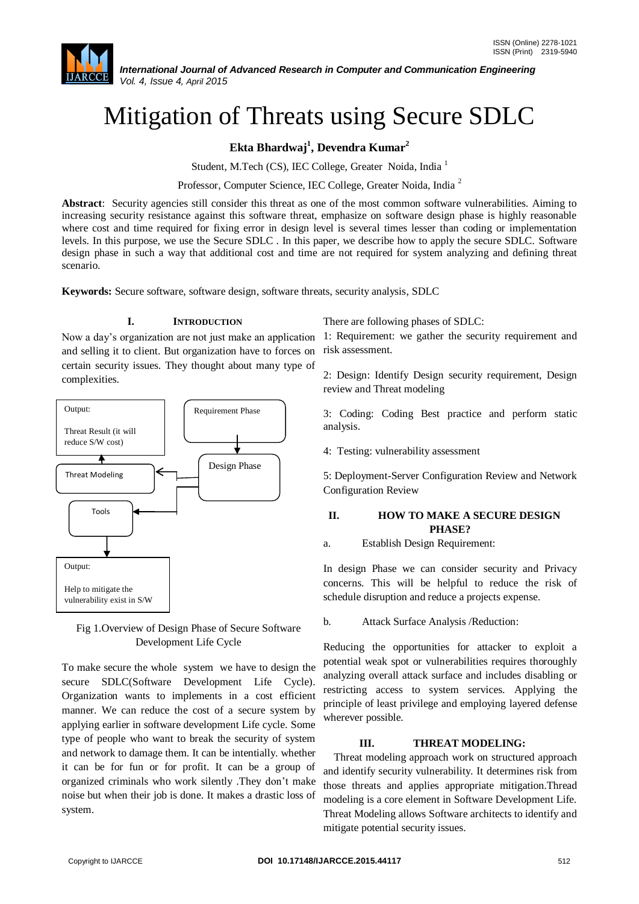# Mitigation of Threats using Secure SDLC

**Ekta Bhardwaj[1], Devendra Kumar[2]**

Student, M.Tech (CS), IEC College, Greater Noida, India [1]

Professor, Computer Science, IEC College, Greater Noida, India [2]

**Abstract**: Security agencies still consider this threat as one of the most common software vulnerabilities. Aiming to increasing security resistance against this software threat, emphasize on software design phase is highly reasonable where cost and time required for fixing error in design level is several times lesser than coding or implementation levels. In this purpose, we use the Secure SDLC . In this paper, we describe how to apply the secure SDLC. Software design phase in such a way that additional cost and time are not required for system analyzing and defining threat scenario.

**Keywords:** Secure software, software design, software threats, security analysis, SDLC

## I. INTRODUCTION

Now a day's organization are not just make an application and selling it to client. But organization have to forces on certain security issues. They thought about many type of complexities.

Output:

Threat Result (it will reduce S/W cost)

Requirement Phase

Threat Modeling

Design Phase

Tools

Output:

Help to mitigate the vulnerability exist in S/W

Fig 1.Overview of Design Phase of Secure Software Development Life Cycle

To make secure the whole system we have to design the secure SDLC(Software Development Life Cycle). Organization wants to implements in a cost efficient manner. We can reduce the cost of a secure system by applying earlier in software development Life cycle. Some type of people who want to break the security of system and network to damage them. It can be intentionally. whether it can be for fun or for profit. It can be a group of organized criminals who work silently .They don't make noise but when their job is done. It makes a drastic loss of system.

There are following phases of SDLC:

1: Requirement: we gather the security requirement and risk assessment.

2: Design: Identify Design security requirement, Design review and Threat modeling

3: Coding: Coding Best practice and perform static analysis.

4: Testing: vulnerability assessment

5: Deployment-Server Configuration Review and Network Configuration Review

## II. HOW TO MAKE A SECURE DESIGN PHASE?

a. Establish Design Requirement:

In design Phase we can consider security and Privacy concerns. This will be helpful to reduce the risk of schedule disruption and reduce a projects expense.

b. Attack Surface Analysis /Reduction:

Reducing the opportunities for attacker to exploit a potential weak spot or vulnerabilities requires thoroughly analyzing overall attack surface and includes disabling or restricting access to system services. Applying the principle of least privilege and employing layered defense wherever possible.

## III. THREAT MODELING:

Threat modeling approach work on structured approach and identify security vulnerability. It determines risk from those threats and applies appropriate mitigation.Thread modeling is a core element in Software Development Life. Threat Modeling allows Software architects to identify and mitigate potential security issues.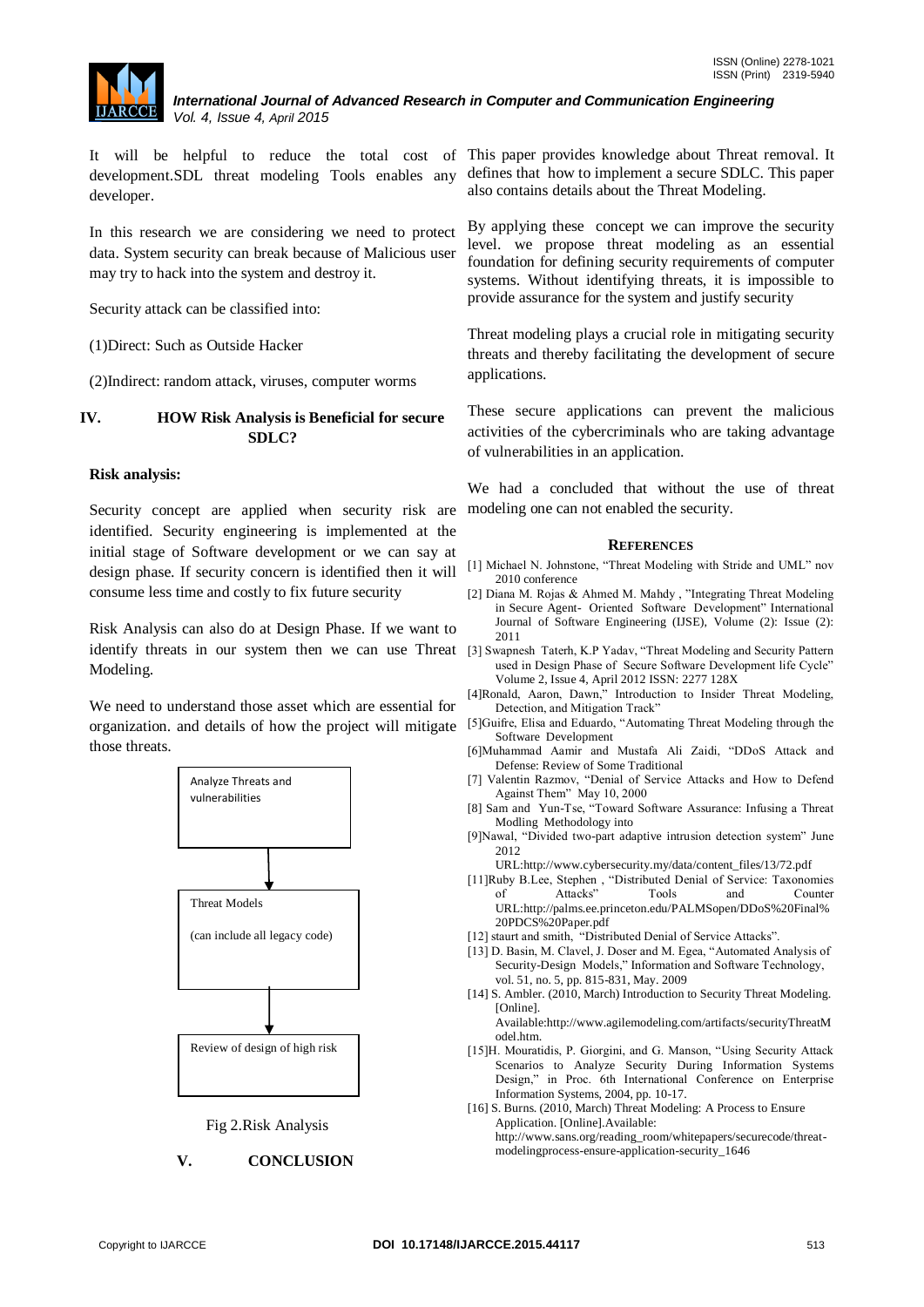It will be helpful to reduce the total cost of development.SDL threat modeling Tools enables any developer.

In this research we are considering we need to protect data. System security can break because of Malicious user may try to hack into the system and destroy it.

Security attack can be classified into:

(1)Direct: Such as Outside Hacker

(2)Indirect: random attack, viruses, computer worms

## IV. HOW Risk Analysis is Beneficial for secure SDLC?

**Risk analysis:**

Security concept are applied when security risk are identified. Security engineering is implemented at the initial stage of Software development or we can say at design phase. If security concern is identified then it will consume less time and costly to fix future security

Risk Analysis can also do at Design Phase. If we want to identify threats in our system then we can use Threat Modeling.

We need to understand those asset which are essential for organization. and details of how the project will mitigate those threats.

Analyze Threats and vulnerabilities

↓

Threat Models

(can include all legacy code)

↓

Review of design of high risk

Fig 2.Risk Analysis

## V. CONCLUSION

This paper provides knowledge about Threat removal. It defines that how to implement a secure SDLC. This paper also contains details about the Threat Modeling.

By applying these concept we can improve the security level. we propose threat modeling as an essential foundation for defining security requirements of computer systems. Without identifying threats, it is impossible to provide assurance for the system and justify security

Threat modeling plays a crucial role in mitigating security threats and thereby facilitating the development of secure applications.

These secure applications can prevent the malicious activities of the cybercriminals who are taking advantage of vulnerabilities in an application.

We had a concluded that without the use of threat modeling one can not enabled the security.

## REFERENCES

[1] Michael N. Johnstone, "Threat Modeling with Stride and UML" nov 2010 conference

[2] Diana M. Rojas & Ahmed M. Mahdy , "Integrating Threat Modeling in Secure Agent- Oriented Software Development" International Journal of Software Engineering (IJSE), Volume (2): Issue (2): 2011

[3] Swapnesh Taterh, K.P Yadav, "Threat Modeling and Security Pattern used in Design Phase of Secure Software Development life Cycle" Volume 2, Issue 4, April 2012 ISSN: 2277 128X

[4]Ronald, Aaron, Dawn," Introduction to Insider Threat Modeling, Detection, and Mitigation Track"

[5]Guifre, Elisa and Eduardo, "Automating Threat Modeling through the Software Development

[6]Muhammad Aamir and Mustafa Ali Zaidi, "DDoS Attack and Defense: Review of Some Traditional

[7] Valentin Razmov, "Denial of Service Attacks and How to Defend Against Them" May 10, 2000

[8] Sam and Yun-Tse, "Toward Software Assurance: Infusing a Threat Modling Methodology into

[9]Nawal, "Divided two-part adaptive intrusion detection system" June 2012 URL:http://www.cybersecurity.my/data/content_files/13/72.pdf

[11]Ruby B.Lee, Stephen , "Distributed Denial of Service: Taxonomies of Attacks" Tools and Counter URL:http://palms.ee.princeton.edu/PALMSopen/DDoS%20Final%20PDCS%20Paper.pdf

[12] staurt and smith, "Distributed Denial of Service Attacks".

[13] D. Basin, M. Clavel, J. Doser and M. Egea, "Automated Analysis of Security-Design Models," Information and Software Technology, vol. 51, no. 5, pp. 815-831, May. 2009

[14] S. Ambler. (2010, March) Introduction to Security Threat Modeling. [Online]. Available:http://www.agilemodeling.com/artifacts/securityThreatModel.htm.

[15]H. Mouratidis, P. Giorgini, and G. Manson, "Using Security Attack Scenarios to Analyze Security During Information Systems Design," in Proc. 6th International Conference on Enterprise Information Systems, 2004, pp. 10-17.

[16] S. Burns. (2010, March) Threat Modeling: A Process to Ensure Application. [Online].Available: http://www.sans.org/reading_room/whitepapers/securecode/threat-modelingprocess-ensure-application-security_1646